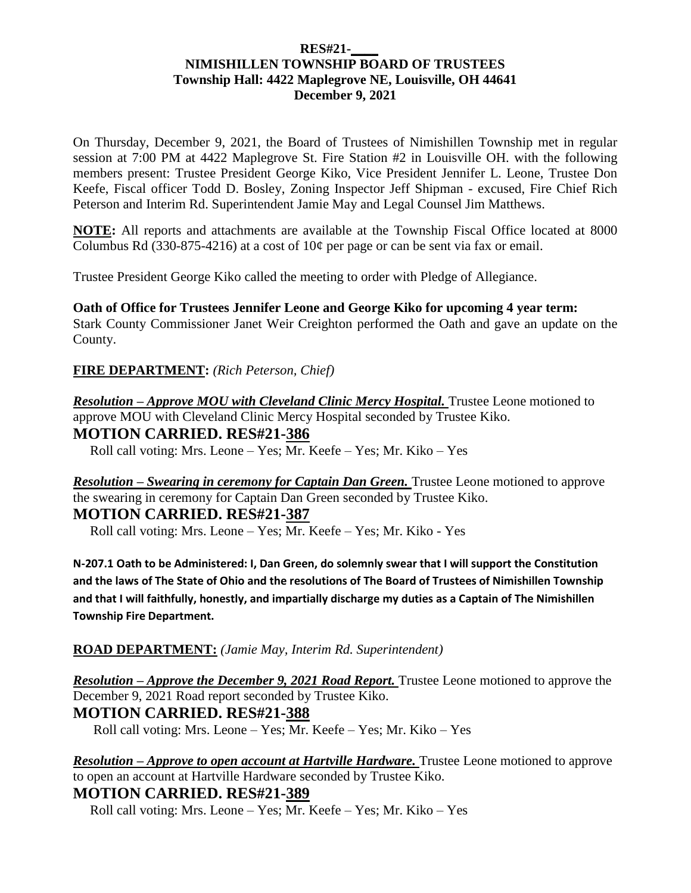**RES#21-\_\_\_\_**
**NIMISHILLEN TOWNSHIP BOARD OF TRUSTEES**
**Township Hall: 4422 Maplegrove NE, Louisville, OH 44641**
**December 9, 2021**

On Thursday, December 9, 2021, the Board of Trustees of Nimishillen Township met in regular session at 7:00 PM at 4422 Maplegrove St. Fire Station #2 in Louisville OH. with the following members present: Trustee President George Kiko, Vice President Jennifer L. Leone, Trustee Don Keefe, Fiscal officer Todd D. Bosley, Zoning Inspector Jeff Shipman - excused, Fire Chief Rich Peterson and Interim Rd. Superintendent Jamie May and Legal Counsel Jim Matthews.

**NOTE:** All reports and attachments are available at the Township Fiscal Office located at 8000 Columbus Rd (330-875-4216) at a cost of 10¢ per page or can be sent via fax or email.

Trustee President George Kiko called the meeting to order with Pledge of Allegiance.

**Oath of Office for Trustees Jennifer Leone and George Kiko for upcoming 4 year term:**
Stark County Commissioner Janet Weir Creighton performed the Oath and gave an update on the County.

**FIRE DEPARTMENT:** *(Rich Peterson, Chief)*

***Resolution – Approve MOU with Cleveland Clinic Mercy Hospital.*** Trustee Leone motioned to approve MOU with Cleveland Clinic Mercy Hospital seconded by Trustee Kiko.

## MOTION CARRIED. RES#21-386

Roll call voting: Mrs. Leone – Yes; Mr. Keefe – Yes; Mr. Kiko – Yes

***Resolution – Swearing in ceremony for Captain Dan Green.*** Trustee Leone motioned to approve the swearing in ceremony for Captain Dan Green seconded by Trustee Kiko.

## MOTION CARRIED. RES#21-387

Roll call voting: Mrs. Leone – Yes; Mr. Keefe – Yes; Mr. Kiko - Yes

**N-207.1 Oath to be Administered: I, Dan Green, do solemnly swear that I will support the Constitution and the laws of The State of Ohio and the resolutions of The Board of Trustees of Nimishillen Township and that I will faithfully, honestly, and impartially discharge my duties as a Captain of The Nimishillen Township Fire Department.**

**ROAD DEPARTMENT:** *(Jamie May, Interim Rd. Superintendent)*

***Resolution – Approve the December 9, 2021 Road Report.*** Trustee Leone motioned to approve the December 9, 2021 Road report seconded by Trustee Kiko.

## MOTION CARRIED. RES#21-388

Roll call voting: Mrs. Leone – Yes; Mr. Keefe – Yes; Mr. Kiko – Yes

***Resolution – Approve to open account at Hartville Hardware.*** Trustee Leone motioned to approve to open an account at Hartville Hardware seconded by Trustee Kiko.

## MOTION CARRIED. RES#21-389

Roll call voting: Mrs. Leone – Yes; Mr. Keefe – Yes; Mr. Kiko – Yes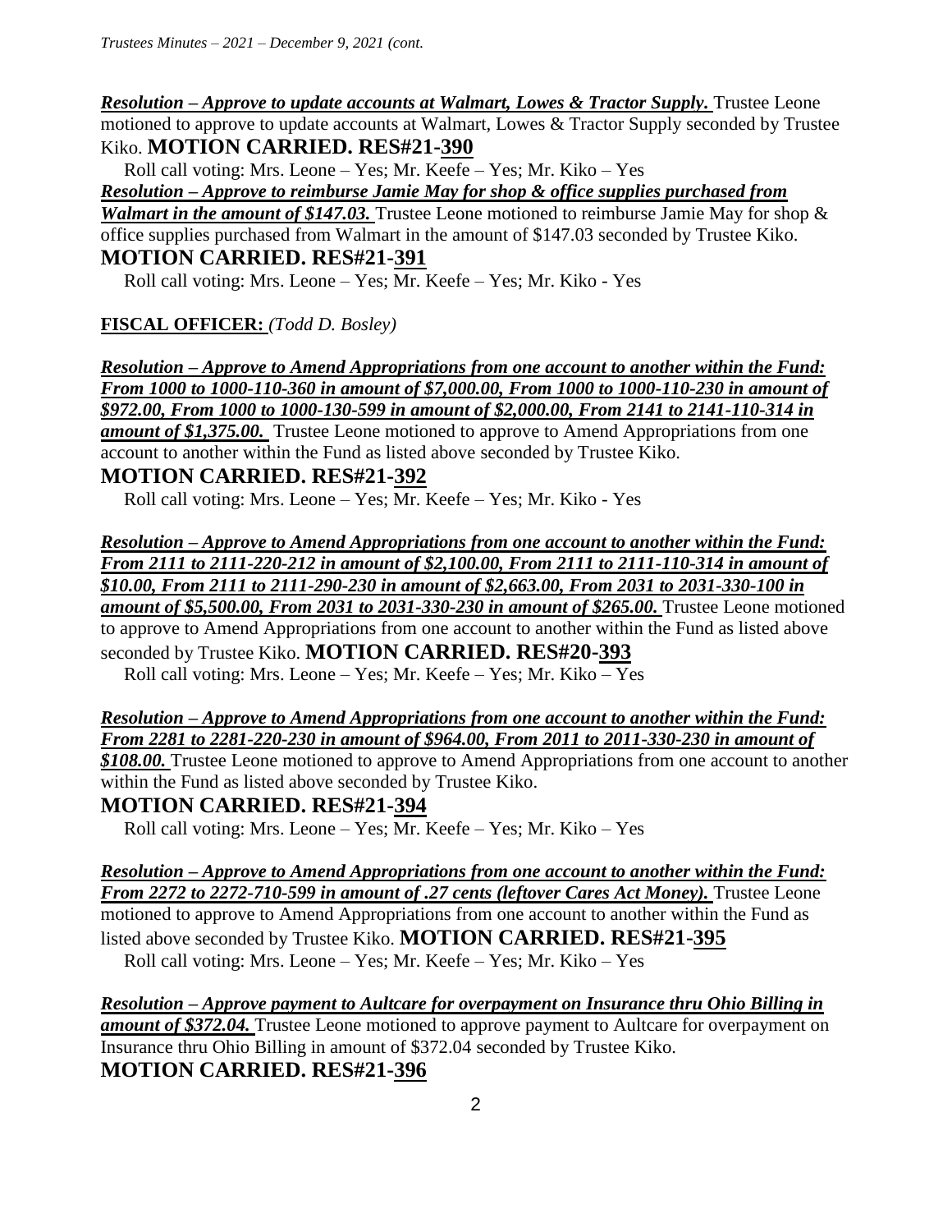***Resolution – Approve to update accounts at Walmart, Lowes & Tractor Supply.*** Trustee Leone motioned to approve to update accounts at Walmart, Lowes & Tractor Supply seconded by Trustee Kiko. **MOTION CARRIED. RES#21-390**

Roll call voting: Mrs. Leone – Yes; Mr. Keefe – Yes; Mr. Kiko – Yes

***Resolution – Approve to reimburse Jamie May for shop & office supplies purchased from Walmart in the amount of $147.03.*** Trustee Leone motioned to reimburse Jamie May for shop & office supplies purchased from Walmart in the amount of $147.03 seconded by Trustee Kiko.

**MOTION CARRIED. RES#21-391**

Roll call voting: Mrs. Leone – Yes; Mr. Keefe – Yes; Mr. Kiko - Yes

**FISCAL OFFICER:** *(Todd D. Bosley)*

***Resolution – Approve to Amend Appropriations from one account to another within the Fund: From 1000 to 1000-110-360 in amount of $7,000.00, From 1000 to 1000-110-230 in amount of $972.00, From 1000 to 1000-130-599 in amount of $2,000.00, From 2141 to 2141-110-314 in amount of $1,375.00.*** Trustee Leone motioned to approve to Amend Appropriations from one account to another within the Fund as listed above seconded by Trustee Kiko.

**MOTION CARRIED. RES#21-392**

Roll call voting: Mrs. Leone – Yes; Mr. Keefe – Yes; Mr. Kiko - Yes

***Resolution – Approve to Amend Appropriations from one account to another within the Fund: From 2111 to 2111-220-212 in amount of $2,100.00, From 2111 to 2111-110-314 in amount of $10.00, From 2111 to 2111-290-230 in amount of $2,663.00, From 2031 to 2031-330-100 in amount of $5,500.00, From 2031 to 2031-330-230 in amount of $265.00.*** Trustee Leone motioned to approve to Amend Appropriations from one account to another within the Fund as listed above seconded by Trustee Kiko. **MOTION CARRIED. RES#20-393**

Roll call voting: Mrs. Leone – Yes; Mr. Keefe – Yes; Mr. Kiko – Yes

***Resolution – Approve to Amend Appropriations from one account to another within the Fund: From 2281 to 2281-220-230 in amount of $964.00, From 2011 to 2011-330-230 in amount of $108.00.*** Trustee Leone motioned to approve to Amend Appropriations from one account to another within the Fund as listed above seconded by Trustee Kiko.

**MOTION CARRIED. RES#21-394**

Roll call voting: Mrs. Leone – Yes; Mr. Keefe – Yes; Mr. Kiko – Yes

***Resolution – Approve to Amend Appropriations from one account to another within the Fund: From 2272 to 2272-710-599 in amount of .27 cents (leftover Cares Act Money).*** Trustee Leone motioned to approve to Amend Appropriations from one account to another within the Fund as listed above seconded by Trustee Kiko. **MOTION CARRIED. RES#21-395**

Roll call voting: Mrs. Leone – Yes; Mr. Keefe – Yes; Mr. Kiko – Yes

***Resolution – Approve payment to Aultcare for overpayment on Insurance thru Ohio Billing in amount of $372.04.*** Trustee Leone motioned to approve payment to Aultcare for overpayment on Insurance thru Ohio Billing in amount of $372.04 seconded by Trustee Kiko.

**MOTION CARRIED. RES#21-396**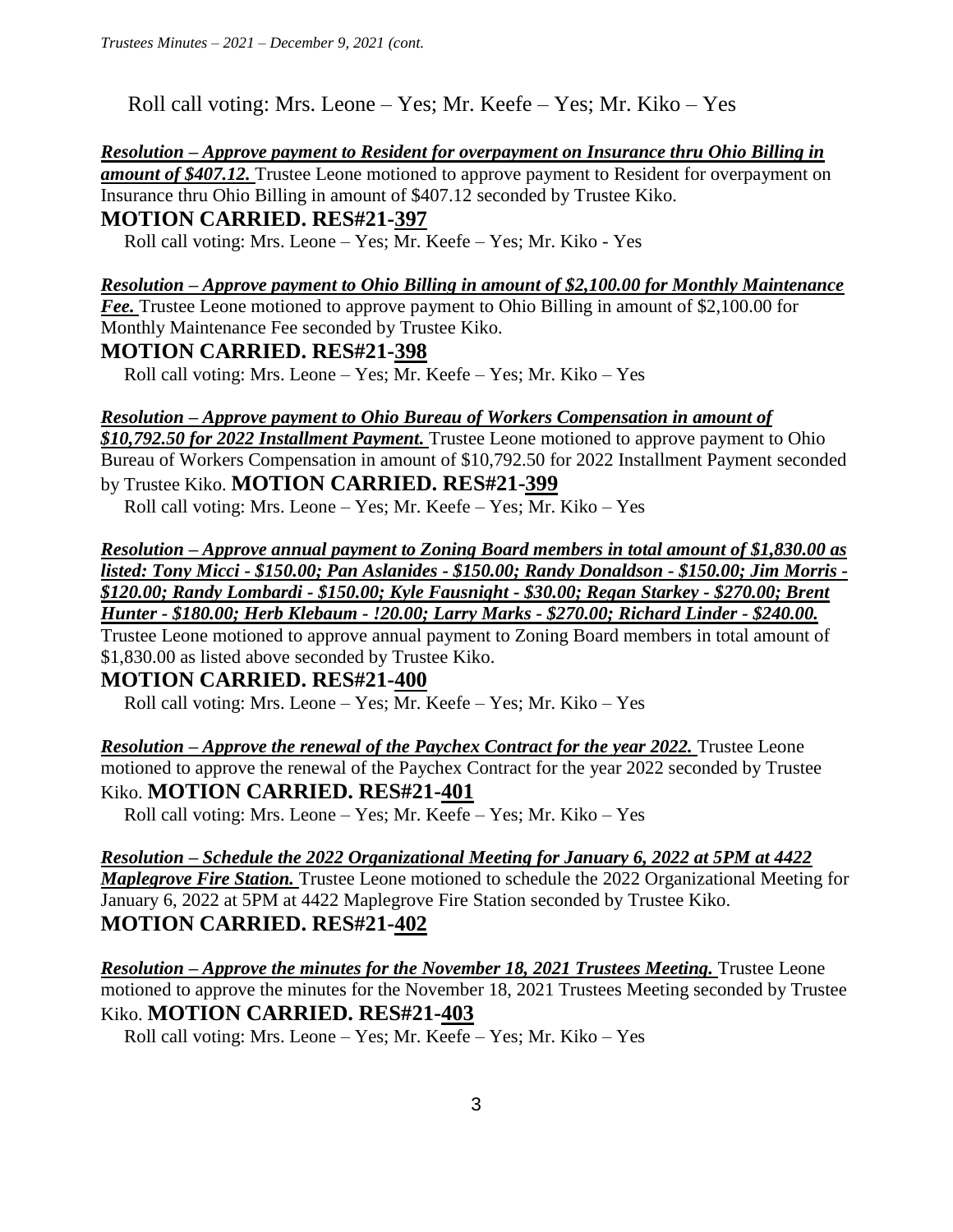Roll call voting: Mrs. Leone – Yes; Mr. Keefe – Yes; Mr. Kiko – Yes

***Resolution – Approve payment to Resident for overpayment on Insurance thru Ohio Billing in amount of $407.12.*** Trustee Leone motioned to approve payment to Resident for overpayment on Insurance thru Ohio Billing in amount of $407.12 seconded by Trustee Kiko.

**MOTION CARRIED. RES#21-397**

Roll call voting: Mrs. Leone – Yes; Mr. Keefe – Yes; Mr. Kiko - Yes

***Resolution – Approve payment to Ohio Billing in amount of $2,100.00 for Monthly Maintenance Fee.*** Trustee Leone motioned to approve payment to Ohio Billing in amount of $2,100.00 for Monthly Maintenance Fee seconded by Trustee Kiko.

**MOTION CARRIED. RES#21-398**

Roll call voting: Mrs. Leone – Yes; Mr. Keefe – Yes; Mr. Kiko – Yes

***Resolution – Approve payment to Ohio Bureau of Workers Compensation in amount of $10,792.50 for 2022 Installment Payment.*** Trustee Leone motioned to approve payment to Ohio Bureau of Workers Compensation in amount of $10,792.50 for 2022 Installment Payment seconded by Trustee Kiko. **MOTION CARRIED. RES#21-399**

Roll call voting: Mrs. Leone – Yes; Mr. Keefe – Yes; Mr. Kiko – Yes

***Resolution – Approve annual payment to Zoning Board members in total amount of $1,830.00 as listed: Tony Micci - $150.00; Pan Aslanides - $150.00; Randy Donaldson - $150.00; Jim Morris - $120.00; Randy Lombardi - $150.00; Kyle Fausnight - $30.00; Regan Starkey - $270.00; Brent Hunter - $180.00; Herb Klebaum - !20.00; Larry Marks - $270.00; Richard Linder - $240.00.*** Trustee Leone motioned to approve annual payment to Zoning Board members in total amount of $1,830.00 as listed above seconded by Trustee Kiko.

**MOTION CARRIED. RES#21-400**

Roll call voting: Mrs. Leone – Yes; Mr. Keefe – Yes; Mr. Kiko – Yes

***Resolution – Approve the renewal of the Paychex Contract for the year 2022.*** Trustee Leone motioned to approve the renewal of the Paychex Contract for the year 2022 seconded by Trustee Kiko. **MOTION CARRIED. RES#21-401**

Roll call voting: Mrs. Leone – Yes; Mr. Keefe – Yes; Mr. Kiko – Yes

***Resolution – Schedule the 2022 Organizational Meeting for January 6, 2022 at 5PM at 4422 Maplegrove Fire Station.*** Trustee Leone motioned to schedule the 2022 Organizational Meeting for January 6, 2022 at 5PM at 4422 Maplegrove Fire Station seconded by Trustee Kiko.

**MOTION CARRIED. RES#21-402**

***Resolution – Approve the minutes for the November 18, 2021 Trustees Meeting.*** Trustee Leone motioned to approve the minutes for the November 18, 2021 Trustees Meeting seconded by Trustee Kiko. **MOTION CARRIED. RES#21-403**

Roll call voting: Mrs. Leone – Yes; Mr. Keefe – Yes; Mr. Kiko – Yes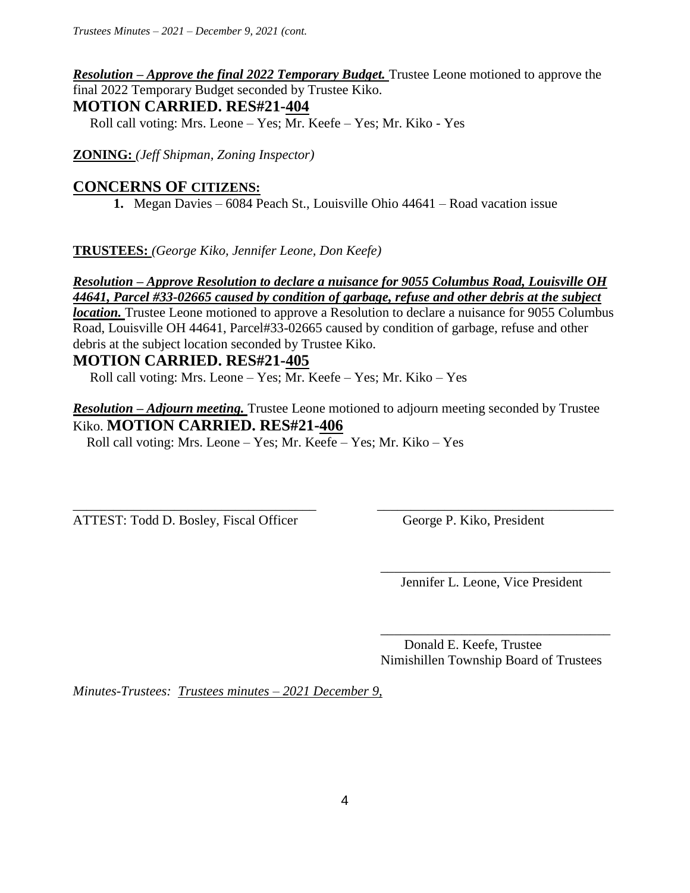***Resolution – Approve the final 2022 Temporary Budget.*** Trustee Leone motioned to approve the final 2022 Temporary Budget seconded by Trustee Kiko.

**MOTION CARRIED. RES#21-404**

Roll call voting: Mrs. Leone – Yes; Mr. Keefe – Yes; Mr. Kiko - Yes

**ZONING:** *(Jeff Shipman, Zoning Inspector)*

## CONCERNS OF CITIZENS:

1. Megan Davies – 6084 Peach St., Louisville Ohio 44641 – Road vacation issue

**TRUSTEES:** *(George Kiko, Jennifer Leone, Don Keefe)*

***Resolution – Approve Resolution to declare a nuisance for 9055 Columbus Road, Louisville OH 44641, Parcel #33-02665 caused by condition of garbage, refuse and other debris at the subject location.*** Trustee Leone motioned to approve a Resolution to declare a nuisance for 9055 Columbus Road, Louisville OH 44641, Parcel#33-02665 caused by condition of garbage, refuse and other debris at the subject location seconded by Trustee Kiko.

**MOTION CARRIED. RES#21-405**

Roll call voting: Mrs. Leone – Yes; Mr. Keefe – Yes; Mr. Kiko – Yes

***Resolution – Adjourn meeting.*** Trustee Leone motioned to adjourn meeting seconded by Trustee Kiko. **MOTION CARRIED. RES#21-406**

Roll call voting: Mrs. Leone – Yes; Mr. Keefe – Yes; Mr. Kiko – Yes

\_\_\_\_\_\_\_\_\_\_\_\_\_\_\_\_\_\_\_\_\_\_\_\_\_\_\_\_\_\_\_\_\_\_\_\_
ATTEST: Todd D. Bosley, Fiscal Officer

\_\_\_\_\_\_\_\_\_\_\_\_\_\_\_\_\_\_\_\_\_\_\_\_\_\_\_\_\_\_\_\_\_\_\_\_
George P. Kiko, President

\_\_\_\_\_\_\_\_\_\_\_\_\_\_\_\_\_\_\_\_\_\_\_\_\_\_\_\_\_\_\_\_\_\_\_\_
Jennifer L. Leone, Vice President

\_\_\_\_\_\_\_\_\_\_\_\_\_\_\_\_\_\_\_\_\_\_\_\_\_\_\_\_\_\_\_\_\_\_\_\_
Donald E. Keefe, Trustee
Nimishillen Township Board of Trustees

*Minutes-Trustees: Trustees minutes – 2021 December 9,*